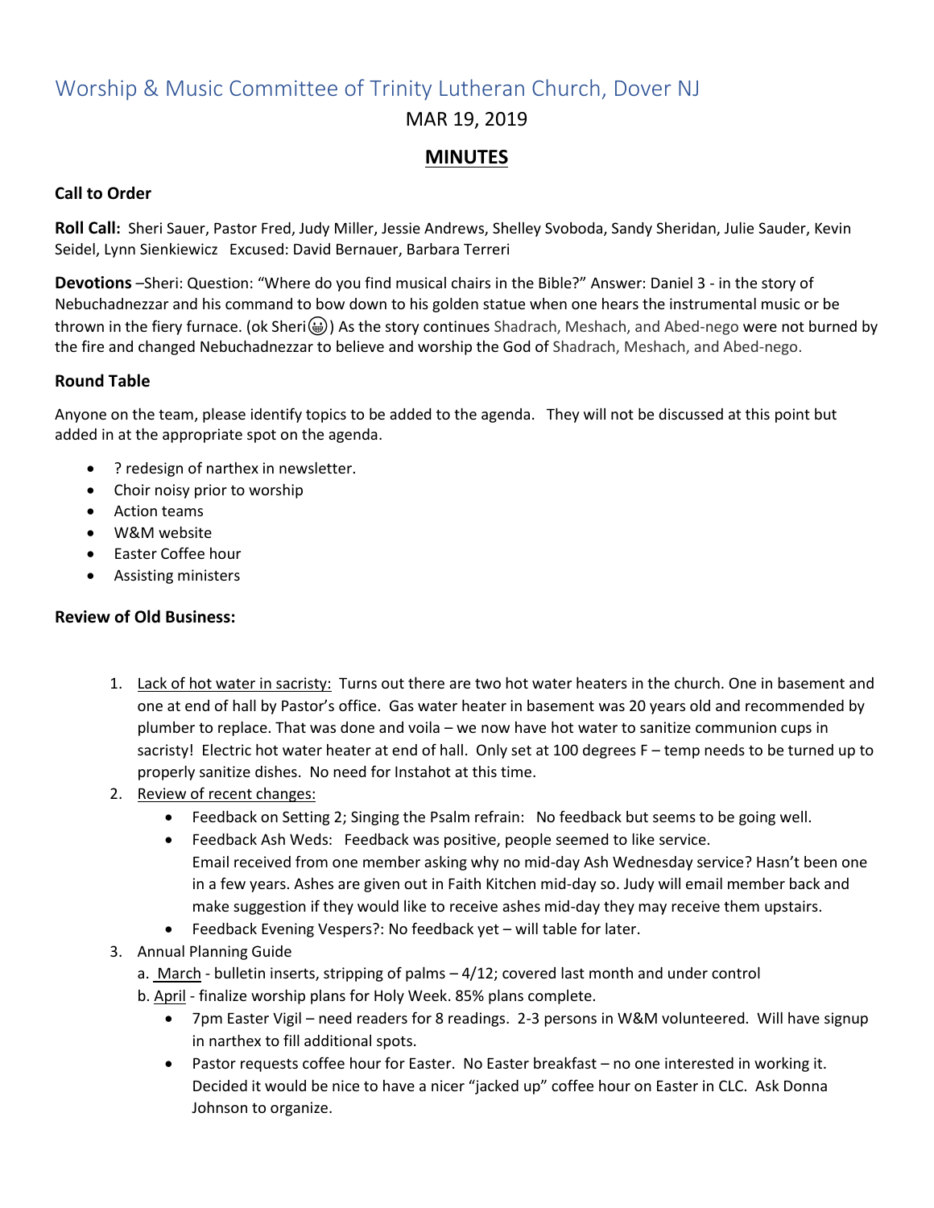# Worship & Music Committee of Trinity Lutheran Church, Dover NJ

MAR 19, 2019

## <u>MINUTES</u>

### Call to Order

**Roll Call:** Sheri Sauer, Pastor Fred, Judy Miller, Jessie Andrews, Shelley Svoboda, Sandy Sheridan, Julie Sauder, Kevin Seidel, Lynn Sienkiewicz Excused: David Bernauer, Barbara Terreri

**Devotions** –Sheri: Question: "Where do you find musical chairs in the Bible?" Answer: Daniel 3 - in the story of Nebuchadnezzar and his command to bow down to his golden statue when one hears the instrumental music or be thrown in the fiery furnace. (ok Sheri😁) As the story continues Shadrach, Meshach, and Abed-nego were not burned by the fire and changed Nebuchadnezzar to believe and worship the God of Shadrach, Meshach, and Abed-nego.

### Round Table

Anyone on the team, please identify topics to be added to the agenda. They will not be discussed at this point but added in at the appropriate spot on the agenda.

- ? redesign of narthex in newsletter.
- Choir noisy prior to worship
- Action teams
- W&M website
- Easter Coffee hour
- Assisting ministers

### Review of Old Business:

1. <u>Lack of hot water in sacristy:</u> Turns out there are two hot water heaters in the church. One in basement and one at end of hall by Pastor's office. Gas water heater in basement was 20 years old and recommended by plumber to replace. That was done and voila – we now have hot water to sanitize communion cups in sacristy! Electric hot water heater at end of hall. Only set at 100 degrees F – temp needs to be turned up to properly sanitize dishes. No need for Instahot at this time.
2. <u>Review of recent changes:</u>
   - Feedback on Setting 2; Singing the Psalm refrain: No feedback but seems to be going well.
   - Feedback Ash Weds: Feedback was positive, people seemed to like service.
     Email received from one member asking why no mid-day Ash Wednesday service? Hasn't been one in a few years. Ashes are given out in Faith Kitchen mid-day so. Judy will email member back and make suggestion if they would like to receive ashes mid-day they may receive them upstairs.
   - Feedback Evening Vespers?: No feedback yet – will table for later.
3. Annual Planning Guide
   a. <u>March</u> - bulletin inserts, stripping of palms – 4/12; covered last month and under control
   b. <u>April</u> - finalize worship plans for Holy Week. 85% plans complete.
   - 7pm Easter Vigil – need readers for 8 readings. 2-3 persons in W&M volunteered. Will have signup in narthex to fill additional spots.
   - Pastor requests coffee hour for Easter. No Easter breakfast – no one interested in working it. Decided it would be nice to have a nicer "jacked up" coffee hour on Easter in CLC. Ask Donna Johnson to organize.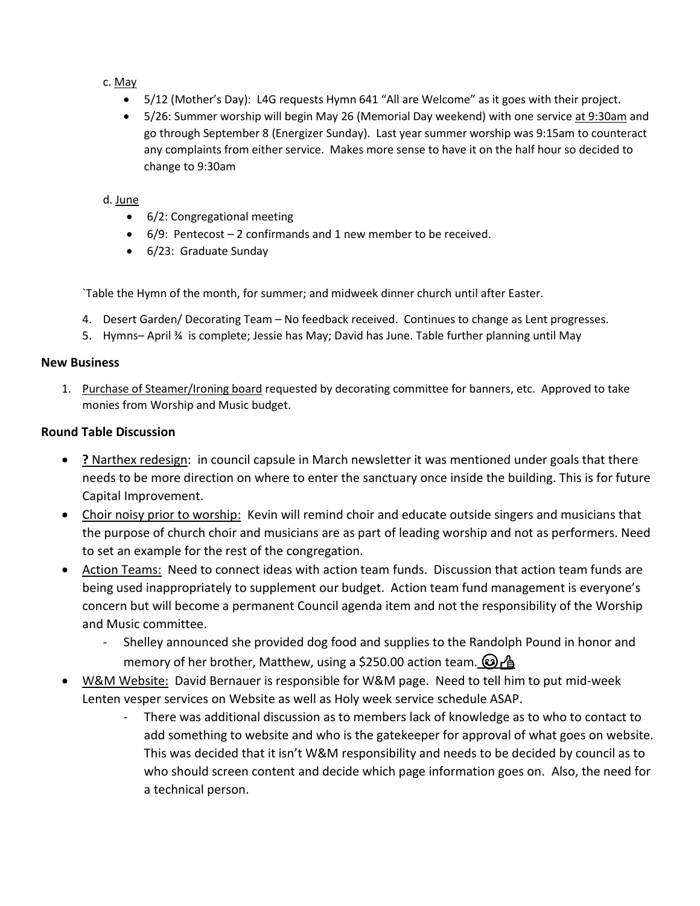c. <u>May</u>

- 5/12 (Mother's Day): L4G requests Hymn 641 "All are Welcome" as it goes with their project.
- 5/26: Summer worship will begin May 26 (Memorial Day weekend) with one service <u>at 9:30am</u> and go through September 8 (Energizer Sunday). Last year summer worship was 9:15am to counteract any complaints from either service. Makes more sense to have it on the half hour so decided to change to 9:30am

d. <u>June</u>

- 6/2: Congregational meeting
- 6/9: Pentecost – 2 confirmands and 1 new member to be received.
- 6/23: Graduate Sunday

`Table the Hymn of the month, for summer; and midweek dinner church until after Easter.

4. Desert Garden/ Decorating Team – No feedback received. Continues to change as Lent progresses.
5. Hymns– April ¾ is complete; Jessie has May; David has June. Table further planning until May

**New Business**

1. <u>Purchase of Steamer/Ironing board</u> requested by decorating committee for banners, etc. Approved to take monies from Worship and Music budget.

**Round Table Discussion**

- **?** <u>Narthex redesign</u>: in council capsule in March newsletter it was mentioned under goals that there needs to be more direction on where to enter the sanctuary once inside the building. This is for future Capital Improvement.
- <u>Choir noisy prior to worship:</u> Kevin will remind choir and educate outside singers and musicians that the purpose of church choir and musicians are as part of leading worship and not as performers. Need to set an example for the rest of the congregation.
- <u>Action Teams:</u> Need to connect ideas with action team funds. Discussion that action team funds are being used inappropriately to supplement our budget. Action team fund management is everyone's concern but will become a permanent Council agenda item and not the responsibility of the Worship and Music committee.
  - Shelley announced she provided dog food and supplies to the Randolph Pound in honor and memory of her brother, Matthew, using a $250.00 action team. 😊👍
- <u>W&M Website:</u> David Bernauer is responsible for W&M page. Need to tell him to put mid-week Lenten vesper services on Website as well as Holy week service schedule ASAP.
  - There was additional discussion as to members lack of knowledge as to who to contact to add something to website and who is the gatekeeper for approval of what goes on website. This was decided that it isn't W&M responsibility and needs to be decided by council as to who should screen content and decide which page information goes on. Also, the need for a technical person.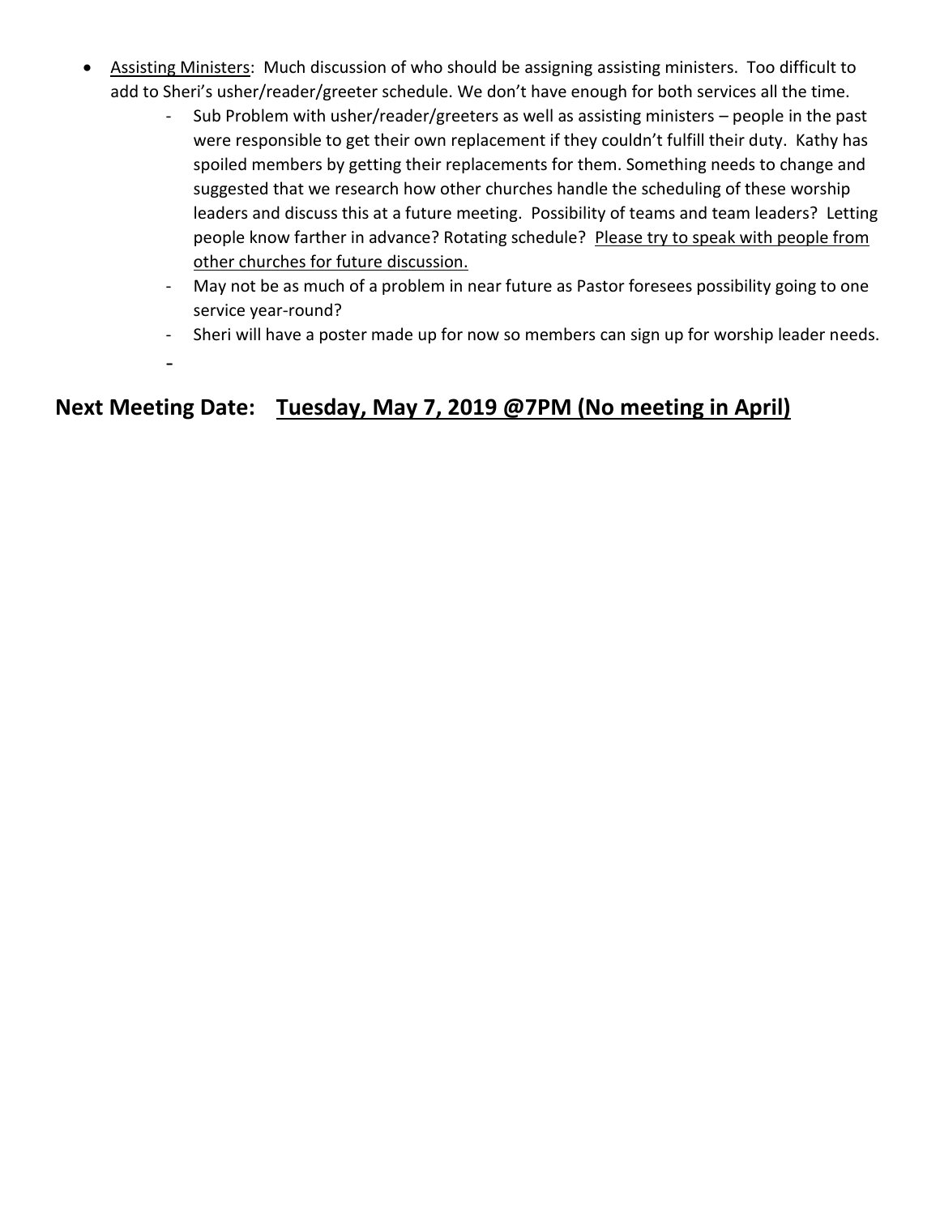- <u>Assisting Ministers</u>: Much discussion of who should be assigning assisting ministers. Too difficult to add to Sheri's usher/reader/greeter schedule. We don't have enough for both services all the time.
  - Sub Problem with usher/reader/greeters as well as assisting ministers – people in the past were responsible to get their own replacement if they couldn't fulfill their duty. Kathy has spoiled members by getting their replacements for them. Something needs to change and suggested that we research how other churches handle the scheduling of these worship leaders and discuss this at a future meeting. Possibility of teams and team leaders? Letting people know farther in advance? Rotating schedule? <u>Please try to speak with people from other churches for future discussion.</u>
  - May not be as much of a problem in near future as Pastor foresees possibility going to one service year-round?
  - Sheri will have a poster made up for now so members can sign up for worship leader needs.
  -

## Next Meeting Date: <u>Tuesday, May 7, 2019 @7PM (No meeting in April)</u>